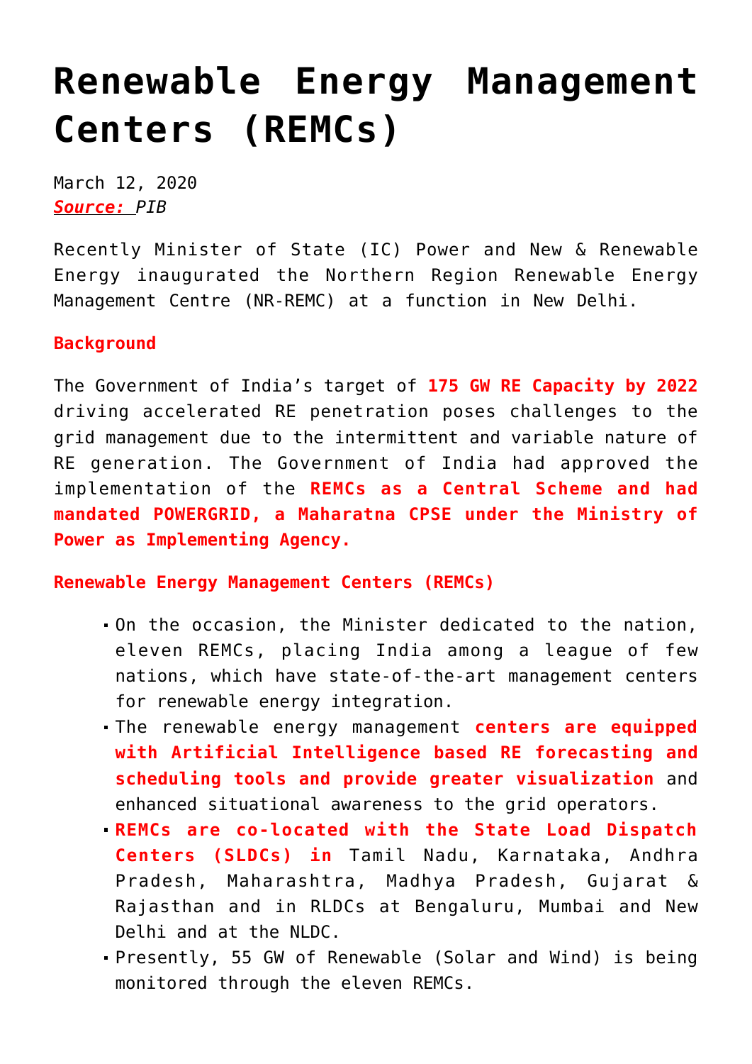# Renewable Energy Management Centers (REMCs)

March 12, 2020
***Source:*** *PIB*

Recently Minister of State (IC) Power and New & Renewable Energy inaugurated the Northern Region Renewable Energy Management Centre (NR-REMC) at a function in New Delhi.

**Background**

The Government of India's target of **175 GW RE Capacity by 2022** driving accelerated RE penetration poses challenges to the grid management due to the intermittent and variable nature of RE generation. The Government of India had approved the implementation of the **REMCs as a Central Scheme and had mandated POWERGRID, a Maharatna CPSE under the Ministry of Power as Implementing Agency.**

**Renewable Energy Management Centers (REMCs)**

- On the occasion, the Minister dedicated to the nation, eleven REMCs, placing India among a league of few nations, which have state-of-the-art management centers for renewable energy integration.
- The renewable energy management **centers are equipped with Artificial Intelligence based RE forecasting and scheduling tools and provide greater visualization** and enhanced situational awareness to the grid operators.
- **REMCs are co-located with the State Load Dispatch Centers (SLDCs) in** Tamil Nadu, Karnataka, Andhra Pradesh, Maharashtra, Madhya Pradesh, Gujarat & Rajasthan and in RLDCs at Bengaluru, Mumbai and New Delhi and at the NLDC.
- Presently, 55 GW of Renewable (Solar and Wind) is being monitored through the eleven REMCs.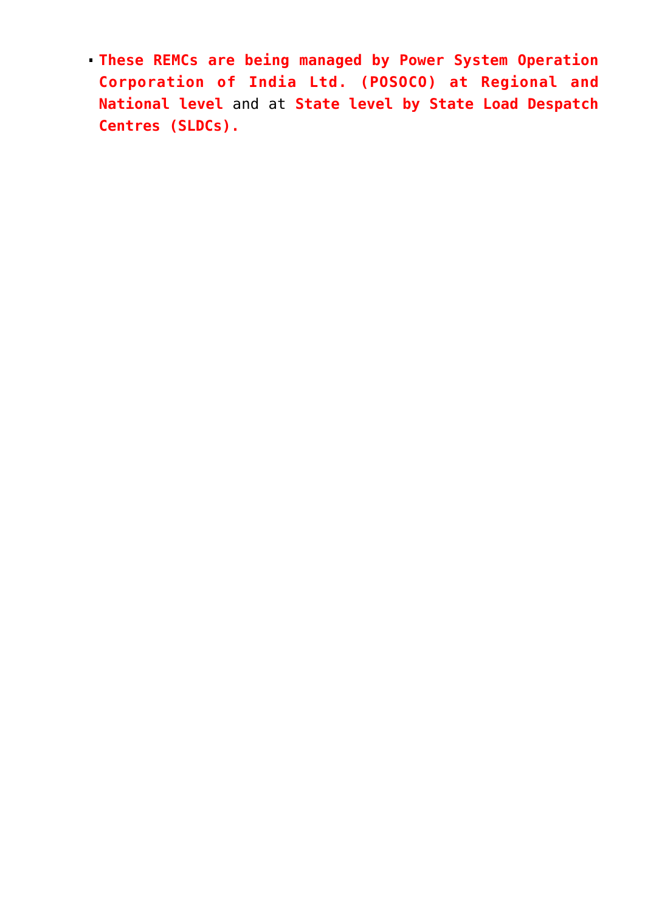- **These REMCs are being managed by Power System Operation Corporation of India Ltd. (POSOCO) at Regional and National level** and at **State level by State Load Despatch Centres (SLDCs).**